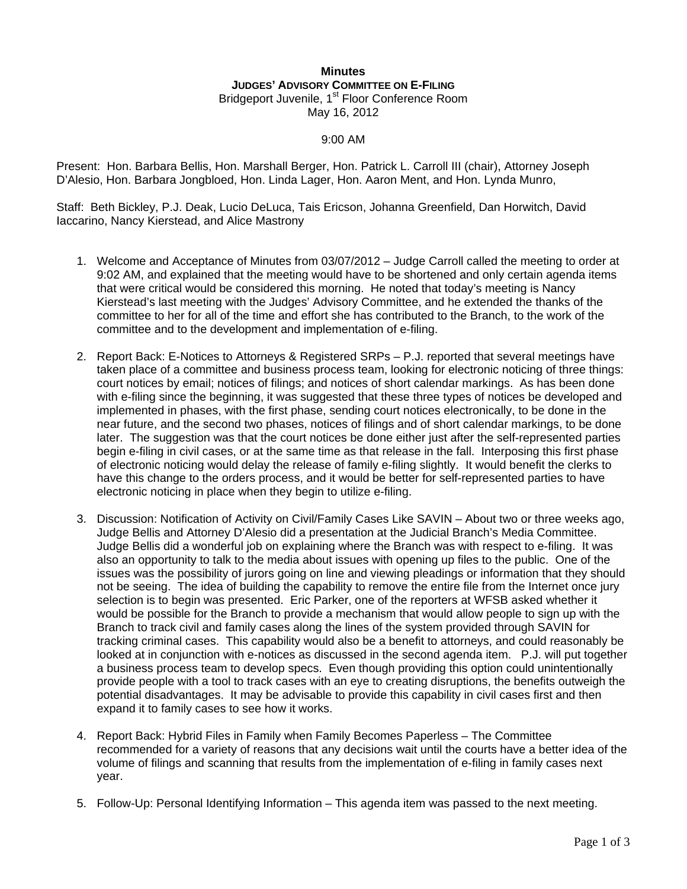**Minutes**

**JUDGES' ADVISORY COMMITTEE ON E-FILING**

Bridgeport Juvenile, 1st Floor Conference Room

May 16, 2012

9:00 AM

Present: Hon. Barbara Bellis, Hon. Marshall Berger, Hon. Patrick L. Carroll III (chair), Attorney Joseph D'Alesio, Hon. Barbara Jongbloed, Hon. Linda Lager, Hon. Aaron Ment, and Hon. Lynda Munro,

Staff: Beth Bickley, P.J. Deak, Lucio DeLuca, Tais Ericson, Johanna Greenfield, Dan Horwitch, David Iaccarino, Nancy Kierstead, and Alice Mastrony

1. Welcome and Acceptance of Minutes from 03/07/2012 – Judge Carroll called the meeting to order at 9:02 AM, and explained that the meeting would have to be shortened and only certain agenda items that were critical would be considered this morning. He noted that today's meeting is Nancy Kierstead's last meeting with the Judges' Advisory Committee, and he extended the thanks of the committee to her for all of the time and effort she has contributed to the Branch, to the work of the committee and to the development and implementation of e-filing.

2. Report Back: E-Notices to Attorneys & Registered SRPs – P.J. reported that several meetings have taken place of a committee and business process team, looking for electronic noticing of three things: court notices by email; notices of filings; and notices of short calendar markings. As has been done with e-filing since the beginning, it was suggested that these three types of notices be developed and implemented in phases, with the first phase, sending court notices electronically, to be done in the near future, and the second two phases, notices of filings and of short calendar markings, to be done later. The suggestion was that the court notices be done either just after the self-represented parties begin e-filing in civil cases, or at the same time as that release in the fall. Interposing this first phase of electronic noticing would delay the release of family e-filing slightly. It would benefit the clerks to have this change to the orders process, and it would be better for self-represented parties to have electronic noticing in place when they begin to utilize e-filing.

3. Discussion: Notification of Activity on Civil/Family Cases Like SAVIN – About two or three weeks ago, Judge Bellis and Attorney D'Alesio did a presentation at the Judicial Branch's Media Committee. Judge Bellis did a wonderful job on explaining where the Branch was with respect to e-filing. It was also an opportunity to talk to the media about issues with opening up files to the public. One of the issues was the possibility of jurors going on line and viewing pleadings or information that they should not be seeing. The idea of building the capability to remove the entire file from the Internet once jury selection is to begin was presented. Eric Parker, one of the reporters at WFSB asked whether it would be possible for the Branch to provide a mechanism that would allow people to sign up with the Branch to track civil and family cases along the lines of the system provided through SAVIN for tracking criminal cases. This capability would also be a benefit to attorneys, and could reasonably be looked at in conjunction with e-notices as discussed in the second agenda item. P.J. will put together a business process team to develop specs. Even though providing this option could unintentionally provide people with a tool to track cases with an eye to creating disruptions, the benefits outweigh the potential disadvantages. It may be advisable to provide this capability in civil cases first and then expand it to family cases to see how it works.

4. Report Back: Hybrid Files in Family when Family Becomes Paperless – The Committee recommended for a variety of reasons that any decisions wait until the courts have a better idea of the volume of filings and scanning that results from the implementation of e-filing in family cases next year.

5. Follow-Up: Personal Identifying Information – This agenda item was passed to the next meeting.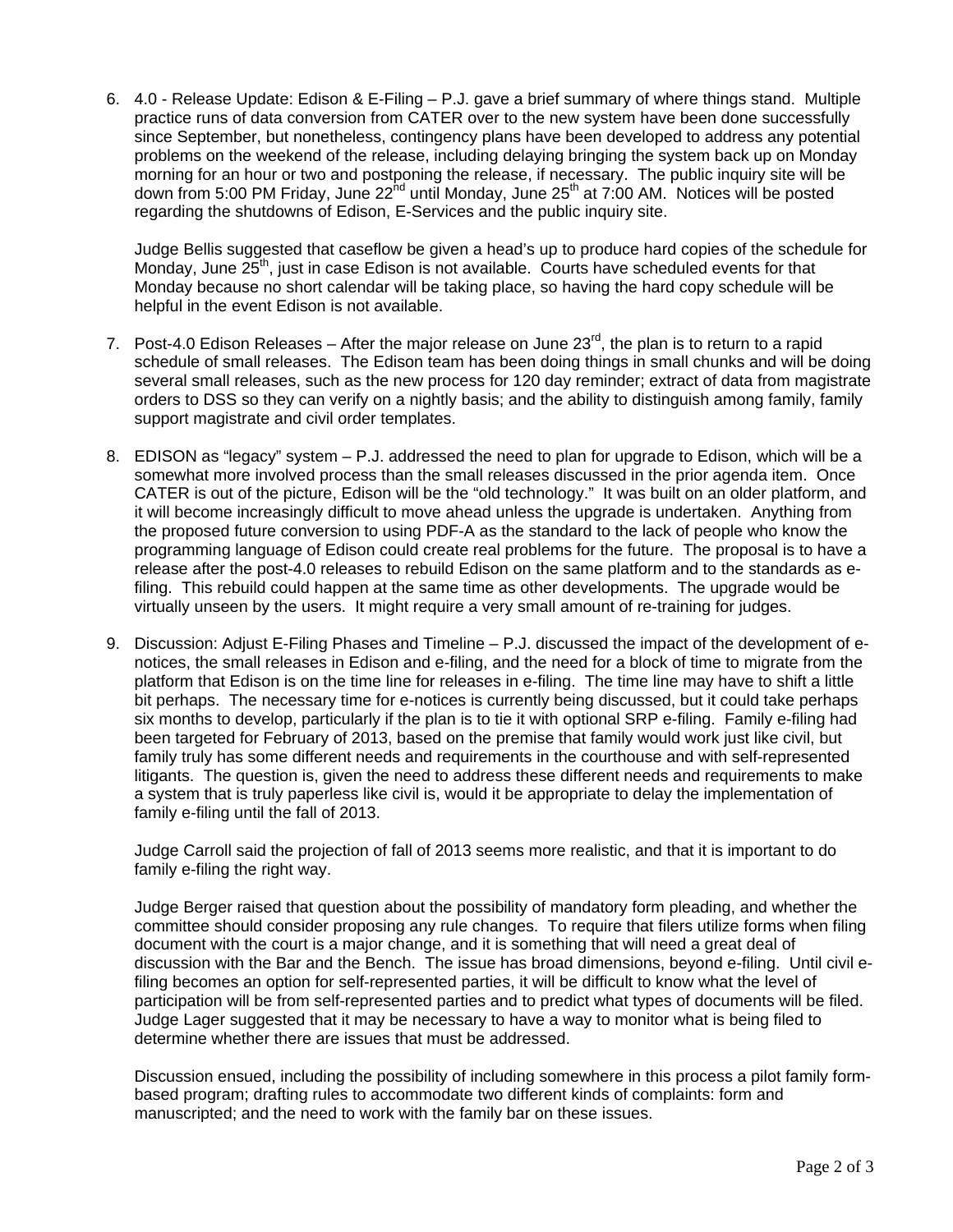6. 4.0 - Release Update: Edison & E-Filing – P.J. gave a brief summary of where things stand. Multiple practice runs of data conversion from CATER over to the new system have been done successfully since September, but nonetheless, contingency plans have been developed to address any potential problems on the weekend of the release, including delaying bringing the system back up on Monday morning for an hour or two and postponing the release, if necessary. The public inquiry site will be down from 5:00 PM Friday, June 22nd until Monday, June 25th at 7:00 AM. Notices will be posted regarding the shutdowns of Edison, E-Services and the public inquiry site.

   Judge Bellis suggested that caseflow be given a head's up to produce hard copies of the schedule for Monday, June 25th, just in case Edison is not available. Courts have scheduled events for that Monday because no short calendar will be taking place, so having the hard copy schedule will be helpful in the event Edison is not available.

7. Post-4.0 Edison Releases – After the major release on June 23rd, the plan is to return to a rapid schedule of small releases. The Edison team has been doing things in small chunks and will be doing several small releases, such as the new process for 120 day reminder; extract of data from magistrate orders to DSS so they can verify on a nightly basis; and the ability to distinguish among family, family support magistrate and civil order templates.

8. EDISON as "legacy" system – P.J. addressed the need to plan for upgrade to Edison, which will be a somewhat more involved process than the small releases discussed in the prior agenda item. Once CATER is out of the picture, Edison will be the "old technology." It was built on an older platform, and it will become increasingly difficult to move ahead unless the upgrade is undertaken. Anything from the proposed future conversion to using PDF-A as the standard to the lack of people who know the programming language of Edison could create real problems for the future. The proposal is to have a release after the post-4.0 releases to rebuild Edison on the same platform and to the standards as e-filing. This rebuild could happen at the same time as other developments. The upgrade would be virtually unseen by the users. It might require a very small amount of re-training for judges.

9. Discussion: Adjust E-Filing Phases and Timeline – P.J. discussed the impact of the development of e-notices, the small releases in Edison and e-filing, and the need for a block of time to migrate from the platform that Edison is on the time line for releases in e-filing. The time line may have to shift a little bit perhaps. The necessary time for e-notices is currently being discussed, but it could take perhaps six months to develop, particularly if the plan is to tie it with optional SRP e-filing. Family e-filing had been targeted for February of 2013, based on the premise that family would work just like civil, but family truly has some different needs and requirements in the courthouse and with self-represented litigants. The question is, given the need to address these different needs and requirements to make a system that is truly paperless like civil is, would it be appropriate to delay the implementation of family e-filing until the fall of 2013.

   Judge Carroll said the projection of fall of 2013 seems more realistic, and that it is important to do family e-filing the right way.

   Judge Berger raised that question about the possibility of mandatory form pleading, and whether the committee should consider proposing any rule changes. To require that filers utilize forms when filing document with the court is a major change, and it is something that will need a great deal of discussion with the Bar and the Bench. The issue has broad dimensions, beyond e-filing. Until civil e-filing becomes an option for self-represented parties, it will be difficult to know what the level of participation will be from self-represented parties and to predict what types of documents will be filed. Judge Lager suggested that it may be necessary to have a way to monitor what is being filed to determine whether there are issues that must be addressed.

   Discussion ensued, including the possibility of including somewhere in this process a pilot family form-based program; drafting rules to accommodate two different kinds of complaints: form and manuscripted; and the need to work with the family bar on these issues.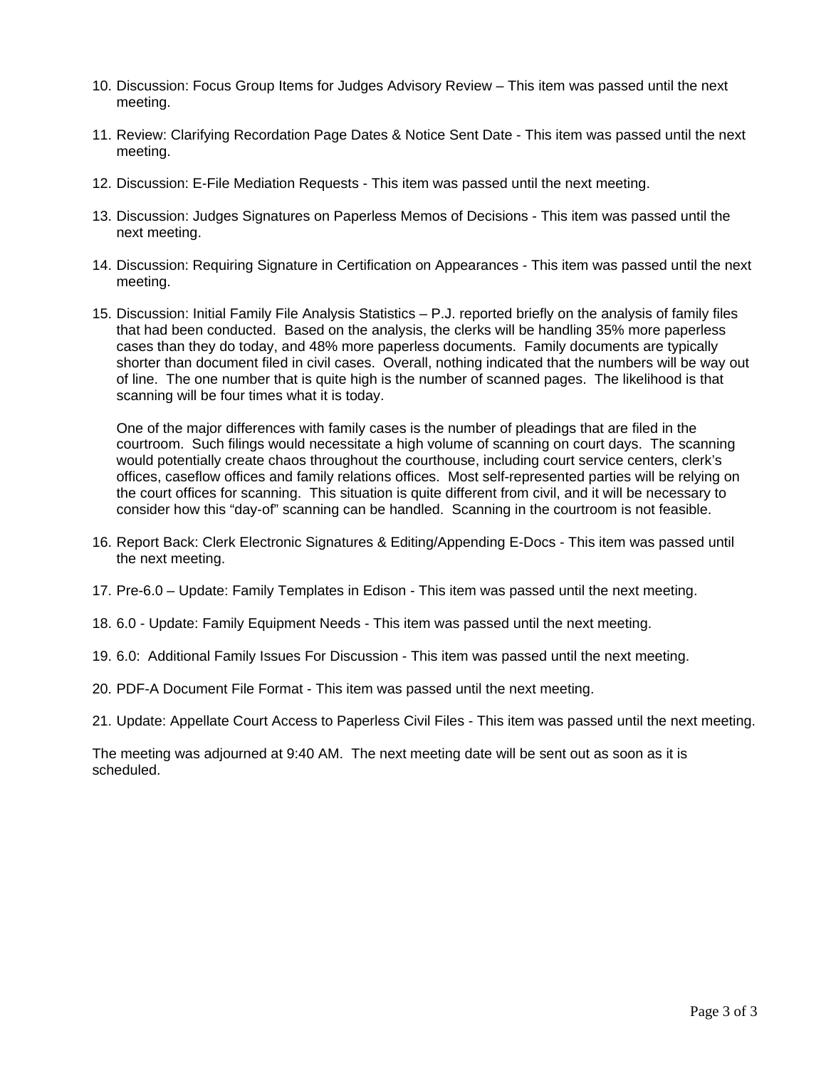10. Discussion: Focus Group Items for Judges Advisory Review – This item was passed until the next meeting.

11. Review: Clarifying Recordation Page Dates & Notice Sent Date - This item was passed until the next meeting.

12. Discussion: E-File Mediation Requests - This item was passed until the next meeting.

13. Discussion: Judges Signatures on Paperless Memos of Decisions - This item was passed until the next meeting.

14. Discussion: Requiring Signature in Certification on Appearances - This item was passed until the next meeting.

15. Discussion: Initial Family File Analysis Statistics – P.J. reported briefly on the analysis of family files that had been conducted. Based on the analysis, the clerks will be handling 35% more paperless cases than they do today, and 48% more paperless documents. Family documents are typically shorter than document filed in civil cases. Overall, nothing indicated that the numbers will be way out of line. The one number that is quite high is the number of scanned pages. The likelihood is that scanning will be four times what it is today.

    One of the major differences with family cases is the number of pleadings that are filed in the courtroom. Such filings would necessitate a high volume of scanning on court days. The scanning would potentially create chaos throughout the courthouse, including court service centers, clerk's offices, caseflow offices and family relations offices. Most self-represented parties will be relying on the court offices for scanning. This situation is quite different from civil, and it will be necessary to consider how this "day-of" scanning can be handled. Scanning in the courtroom is not feasible.

16. Report Back: Clerk Electronic Signatures & Editing/Appending E-Docs - This item was passed until the next meeting.

17. Pre-6.0 – Update: Family Templates in Edison - This item was passed until the next meeting.

18. 6.0 - Update: Family Equipment Needs - This item was passed until the next meeting.

19. 6.0: Additional Family Issues For Discussion - This item was passed until the next meeting.

20. PDF-A Document File Format - This item was passed until the next meeting.

21. Update: Appellate Court Access to Paperless Civil Files - This item was passed until the next meeting.

The meeting was adjourned at 9:40 AM. The next meeting date will be sent out as soon as it is scheduled.